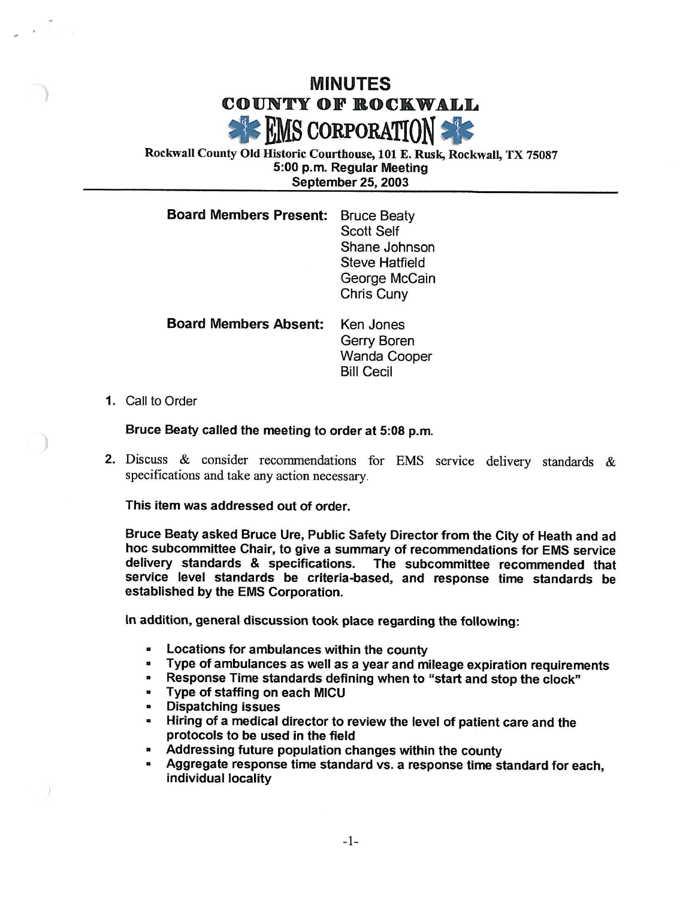# MINUTES

## COUNTY OF ROCKWALL

## EMS CORPORATION

Rockwall County Old Historic Courthouse, 101 E. Rusk, Rockwall, TX 75087
5:00 p.m. Regular Meeting
September 25, 2003

---

**Board Members Present:** Bruce Beaty
Scott Self
Shane Johnson
Steve Hatfield
George McCain
Chris Cuny

**Board Members Absent:** Ken Jones
Gerry Boren
Wanda Cooper
Bill Cecil

1. Call to Order

   **Bruce Beaty called the meeting to order at 5:08 p.m.**

2. Discuss & consider recommendations for EMS service delivery standards & specifications and take any action necessary.

   **This item was addressed out of order.**

   **Bruce Beaty asked Bruce Ure, Public Safety Director from the City of Heath and ad hoc subcommittee Chair, to give a summary of recommendations for EMS service delivery standards & specifications. The subcommittee recommended that service level standards be criteria-based, and response time standards be established by the EMS Corporation.**

   **In addition, general discussion took place regarding the following:**

   - **Locations for ambulances within the county**
   - **Type of ambulances as well as a year and mileage expiration requirements**
   - **Response Time standards defining when to "start and stop the clock"**
   - **Type of staffing on each MICU**
   - **Dispatching issues**
   - **Hiring of a medical director to review the level of patient care and the protocols to be used in the field**
   - **Addressing future population changes within the county**
   - **Aggregate response time standard vs. a response time standard for each, individual locality**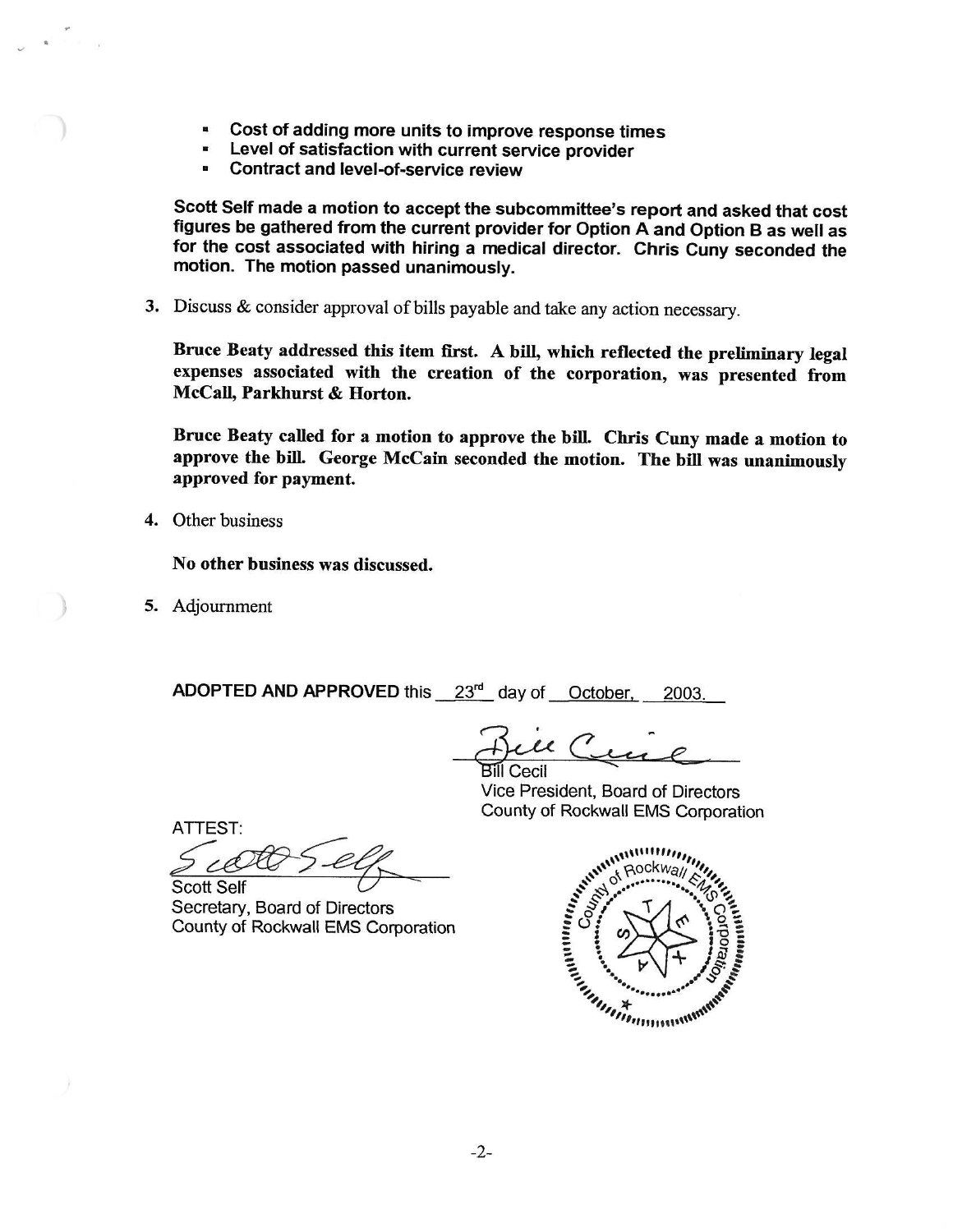- Cost of adding more units to improve response times
- Level of satisfaction with current service provider
- Contract and level-of-service review

**Scott Self made a motion to accept the subcommittee's report and asked that cost figures be gathered from the current provider for Option A and Option B as well as for the cost associated with hiring a medical director. Chris Cuny seconded the motion. The motion passed unanimously.**

3. Discuss & consider approval of bills payable and take any action necessary.

   **Bruce Beaty addressed this item first. A bill, which reflected the preliminary legal expenses associated with the creation of the corporation, was presented from McCall, Parkhurst & Horton.**

   **Bruce Beaty called for a motion to approve the bill. Chris Cuny made a motion to approve the bill. George McCain seconded the motion. The bill was unanimously approved for payment.**

4. Other business

   **No other business was discussed.**

5. Adjournment

**ADOPTED AND APPROVED** this 23rd day of October, 2003.

Bill Cecil
Vice President, Board of Directors
County of Rockwall EMS Corporation

ATTEST:

Scott Self
Secretary, Board of Directors
County of Rockwall EMS Corporation

County of Rockwall EMS Corporation